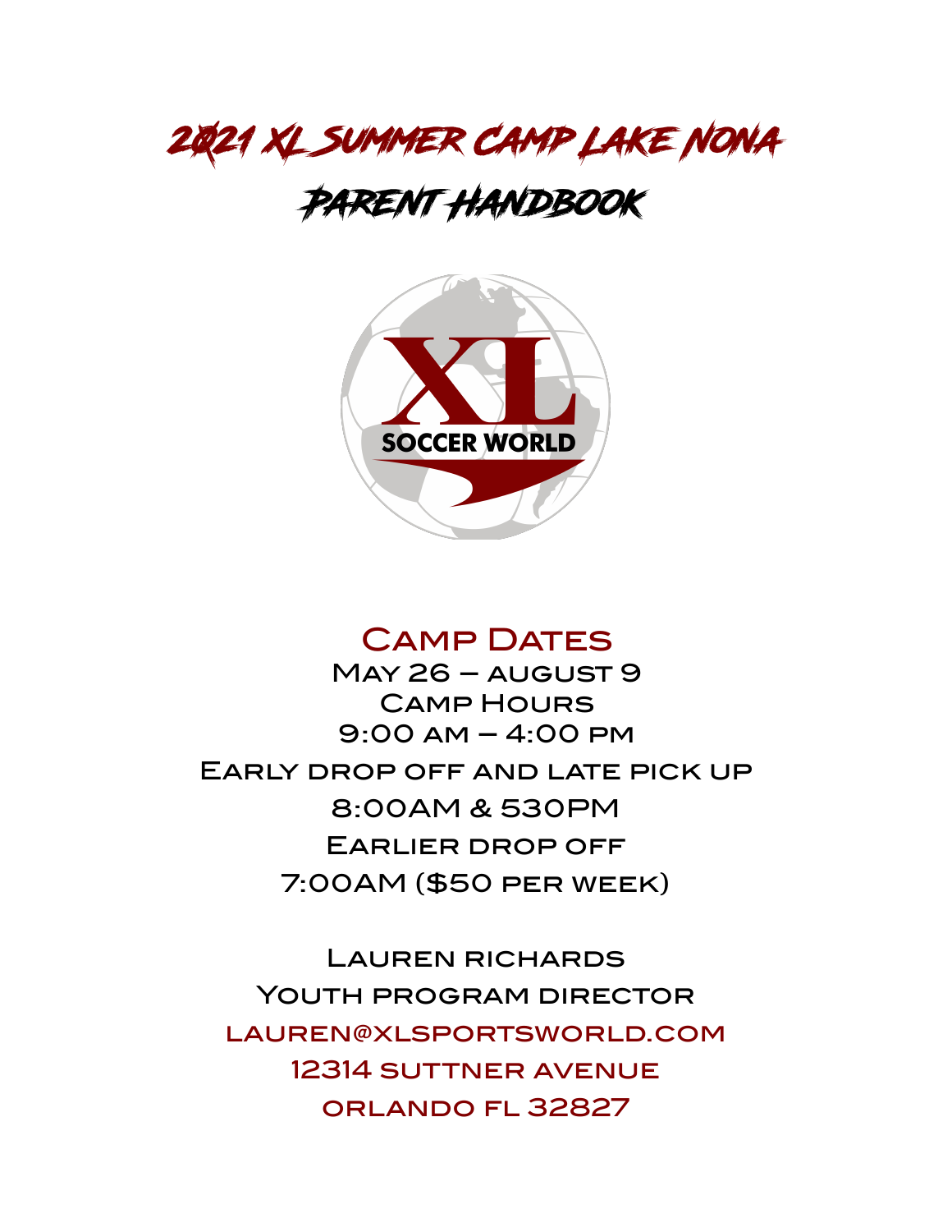# 2021 XL Summer Camp Lake Nona

# Parent Handbook

XL SOCCER WORLD

## Camp Dates

May 26 – August 9

Camp Hours

9:00 AM – 4:00 PM

Early drop off and late pick up

8:00AM & 530PM

Earlier drop off

7:00AM ($50 per week)

Lauren Richards

Youth Program Director

lauren@xlsportsworld.com

12314 Suttner Avenue

Orlando FL 32827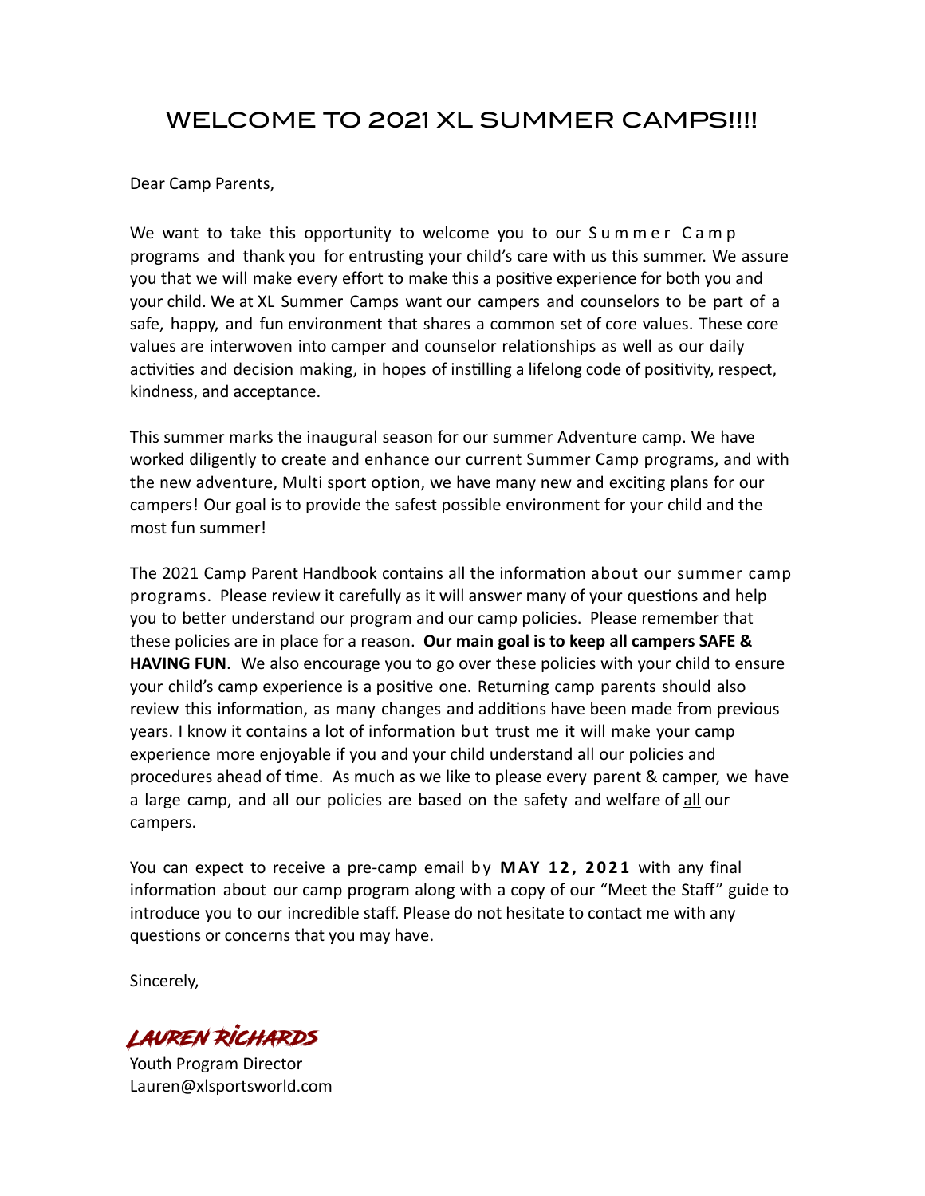# WELCOME TO 2021 XL SUMMER CAMPS!!!!

Dear Camp Parents,

We want to take this opportunity to welcome you to our Summer Camp programs and thank you for entrusting your child's care with us this summer. We assure you that we will make every effort to make this a positive experience for both you and your child. We at XL Summer Camps want our campers and counselors to be part of a safe, happy, and fun environment that shares a common set of core values. These core values are interwoven into camper and counselor relationships as well as our daily activities and decision making, in hopes of instilling a lifelong code of positivity, respect, kindness, and acceptance.

This summer marks the inaugural season for our summer Adventure camp. We have worked diligently to create and enhance our current Summer Camp programs, and with the new adventure, Multi sport option, we have many new and exciting plans for our campers! Our goal is to provide the safest possible environment for your child and the most fun summer!

The 2021 Camp Parent Handbook contains all the information about our summer camp programs. Please review it carefully as it will answer many of your questions and help you to better understand our program and our camp policies. Please remember that these policies are in place for a reason. **Our main goal is to keep all campers SAFE & HAVING FUN**. We also encourage you to go over these policies with your child to ensure your child's camp experience is a positive one. Returning camp parents should also review this information, as many changes and additions have been made from previous years. I know it contains a lot of information but trust me it will make your camp experience more enjoyable if you and your child understand all our policies and procedures ahead of time. As much as we like to please every parent & camper, we have a large camp, and all our policies are based on the safety and welfare of <u>all</u> our campers.

You can expect to receive a pre-camp email by **MAY 12, 2021** with any final information about our camp program along with a copy of our "Meet the Staff" guide to introduce you to our incredible staff. Please do not hesitate to contact me with any questions or concerns that you may have.

Sincerely,

*Lauren Richards*

Youth Program Director
Lauren@xlsportsworld.com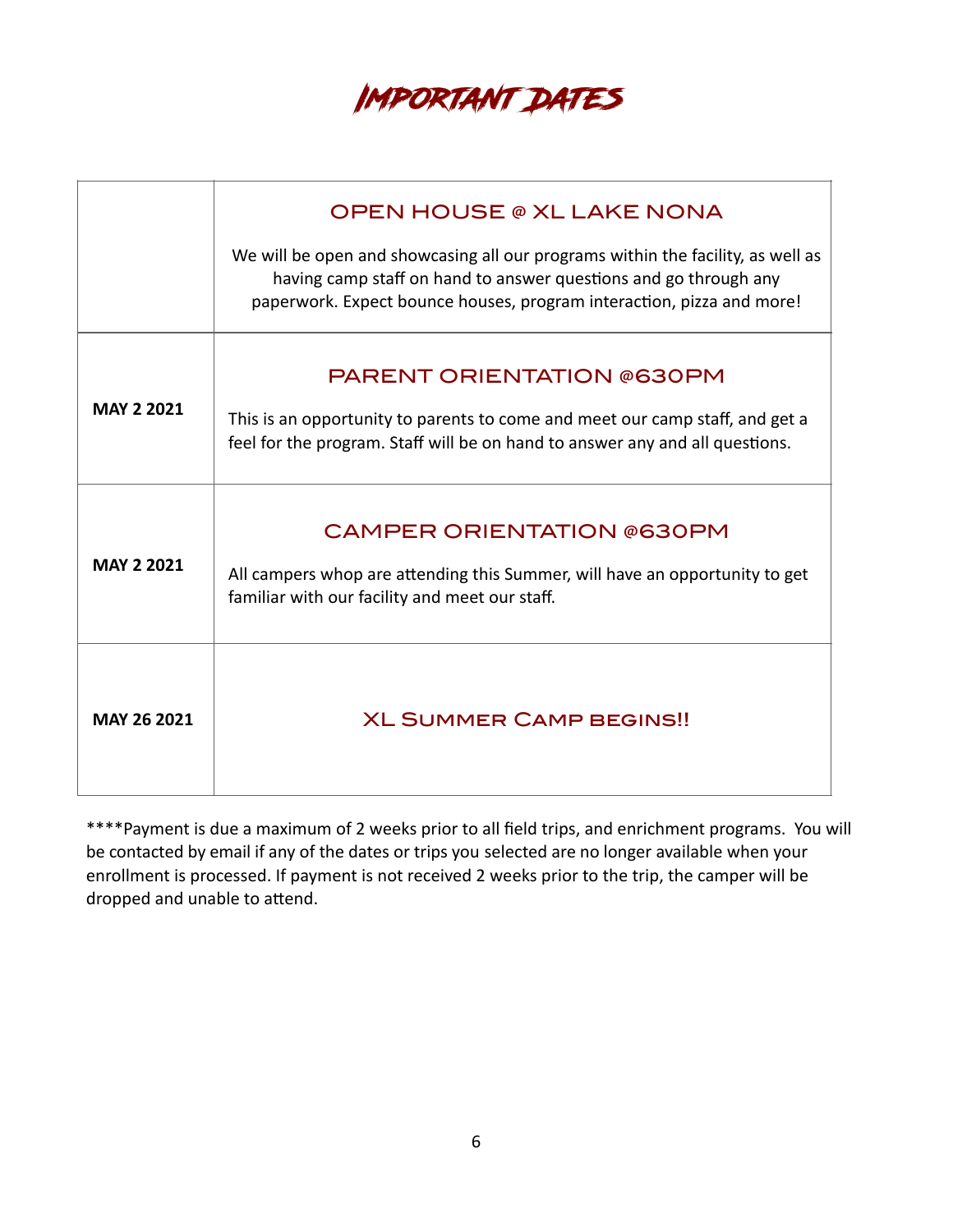# Important Dates

| | |
|---|---|
| | **OPEN HOUSE @ XL LAKE NONA**<br><br>We will be open and showcasing all our programs within the facility, as well as having camp staff on hand to answer questions and go through any paperwork. Expect bounce houses, program interaction, pizza and more! |
| **MAY 2 2021** | **PARENT ORIENTATION @630PM**<br><br>This is an opportunity to parents to come and meet our camp staff, and get a feel for the program. Staff will be on hand to answer any and all questions. |
| **MAY 2 2021** | **CAMPER ORIENTATION @630PM**<br><br>All campers whop are attending this Summer, will have an opportunity to get familiar with our facility and meet our staff. |
| **MAY 26 2021** | **XL SUMMER CAMP BEGINS!!** |

****Payment is due a maximum of 2 weeks prior to all field trips, and enrichment programs. You will be contacted by email if any of the dates or trips you selected are no longer available when your enrollment is processed. If payment is not received 2 weeks prior to the trip, the camper will be dropped and unable to attend.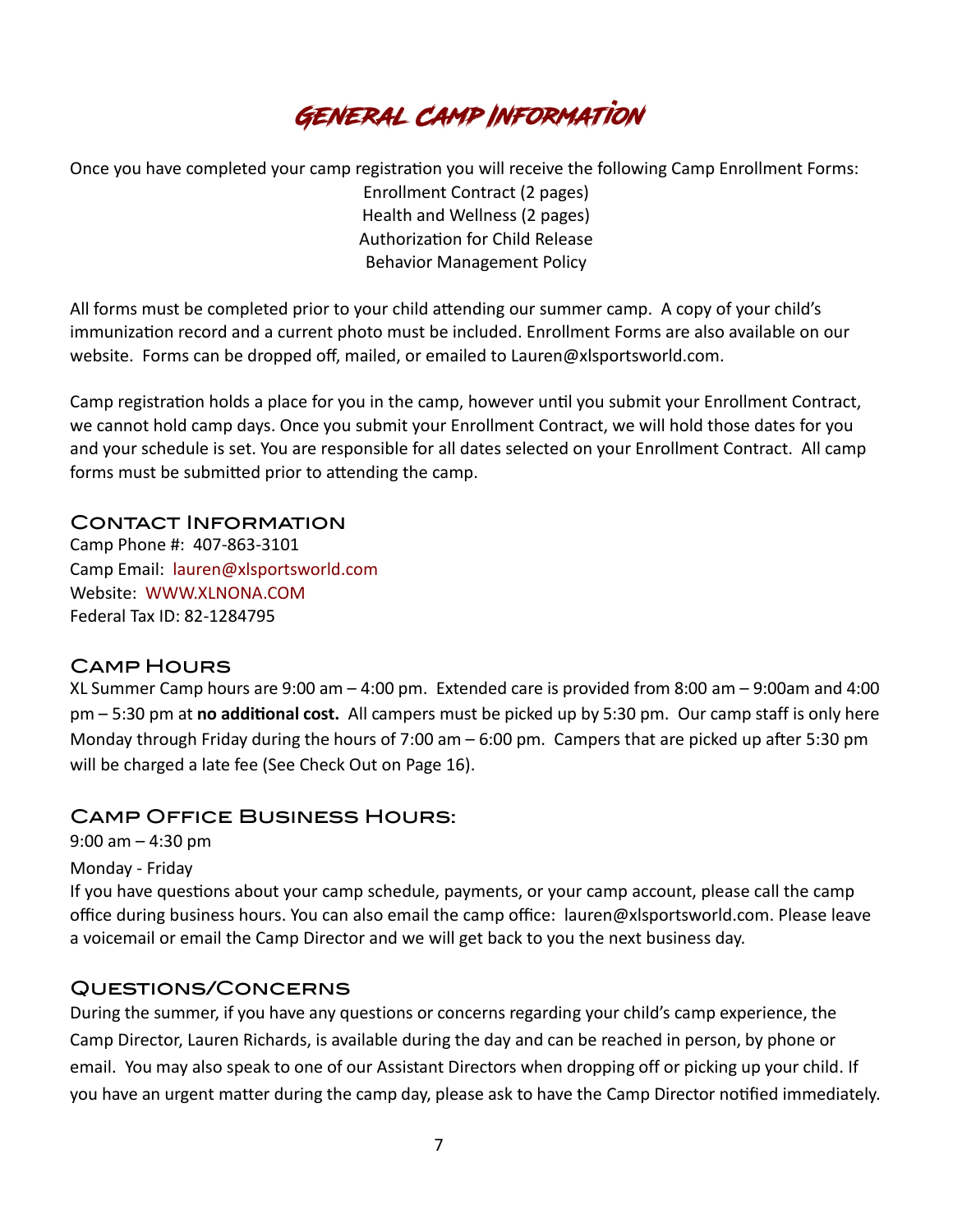# General Camp Information

Once you have completed your camp registration you will receive the following Camp Enrollment Forms:

Enrollment Contract (2 pages)
Health and Wellness (2 pages)
Authorization for Child Release
Behavior Management Policy

All forms must be completed prior to your child attending our summer camp. A copy of your child's immunization record and a current photo must be included. Enrollment Forms are also available on our website. Forms can be dropped off, mailed, or emailed to Lauren@xlsportsworld.com.

Camp registration holds a place for you in the camp, however until you submit your Enrollment Contract, we cannot hold camp days. Once you submit your Enrollment Contract, we will hold those dates for you and your schedule is set. You are responsible for all dates selected on your Enrollment Contract. All camp forms must be submitted prior to attending the camp.

## Contact Information

Camp Phone #: 407-863-3101
Camp Email: lauren@xlsportsworld.com
Website: WWW.XLNONA.COM
Federal Tax ID: 82-1284795

## Camp Hours

XL Summer Camp hours are 9:00 am – 4:00 pm. Extended care is provided from 8:00 am – 9:00am and 4:00 pm – 5:30 pm at **no additional cost.** All campers must be picked up by 5:30 pm. Our camp staff is only here Monday through Friday during the hours of 7:00 am – 6:00 pm. Campers that are picked up after 5:30 pm will be charged a late fee (See Check Out on Page 16).

## Camp Office Business Hours:

9:00 am – 4:30 pm

Monday - Friday

If you have questions about your camp schedule, payments, or your camp account, please call the camp office during business hours. You can also email the camp office: lauren@xlsportsworld.com. Please leave a voicemail or email the Camp Director and we will get back to you the next business day.

## Questions/Concerns

During the summer, if you have any questions or concerns regarding your child's camp experience, the Camp Director, Lauren Richards, is available during the day and can be reached in person, by phone or email. You may also speak to one of our Assistant Directors when dropping off or picking up your child. If you have an urgent matter during the camp day, please ask to have the Camp Director notified immediately.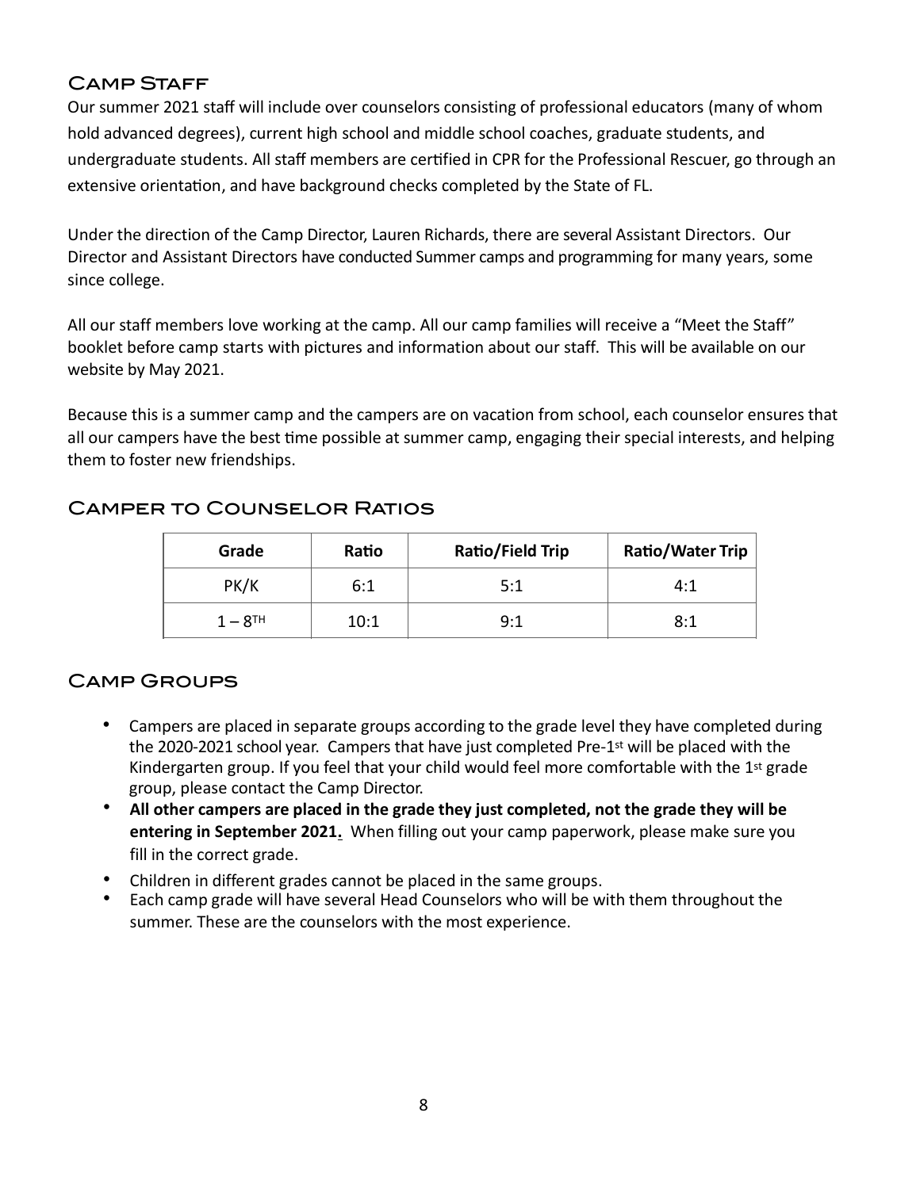## Camp Staff

Our summer 2021 staff will include over counselors consisting of professional educators (many of whom hold advanced degrees), current high school and middle school coaches, graduate students, and undergraduate students. All staff members are certified in CPR for the Professional Rescuer, go through an extensive orientation, and have background checks completed by the State of FL.

Under the direction of the Camp Director, Lauren Richards, there are several Assistant Directors. Our Director and Assistant Directors have conducted Summer camps and programming for many years, some since college.

All our staff members love working at the camp. All our camp families will receive a "Meet the Staff" booklet before camp starts with pictures and information about our staff. This will be available on our website by May 2021.

Because this is a summer camp and the campers are on vacation from school, each counselor ensures that all our campers have the best time possible at summer camp, engaging their special interests, and helping them to foster new friendships.

## Camper to Counselor Ratios

| Grade | Ratio | Ratio/Field Trip | Ratio/Water Trip |
|---|---|---|---|
| PK/K | 6:1 | 5:1 | 4:1 |
| 1 – 8TH | 10:1 | 9:1 | 8:1 |

## Camp Groups

- Campers are placed in separate groups according to the grade level they have completed during the 2020-2021 school year. Campers that have just completed Pre-1st will be placed with the Kindergarten group. If you feel that your child would feel more comfortable with the 1st grade group, please contact the Camp Director.
- **All other campers are placed in the grade they just completed, not the grade they will be entering in September 2021.** When filling out your camp paperwork, please make sure you fill in the correct grade.
- Children in different grades cannot be placed in the same groups.
- Each camp grade will have several Head Counselors who will be with them throughout the summer. These are the counselors with the most experience.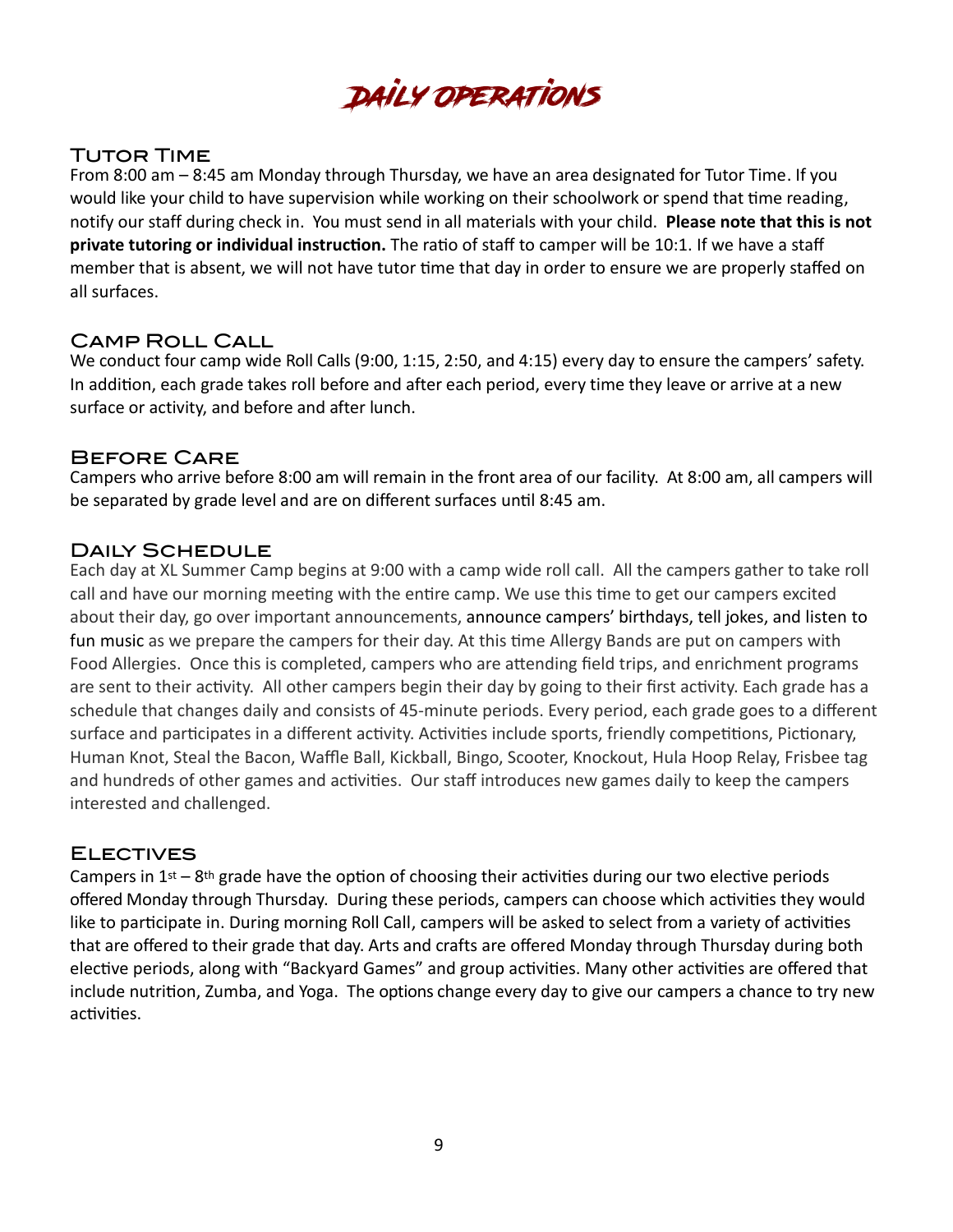# Daily Operations

## Tutor Time

From 8:00 am – 8:45 am Monday through Thursday, we have an area designated for Tutor Time. If you would like your child to have supervision while working on their schoolwork or spend that time reading, notify our staff during check in. You must send in all materials with your child. **Please note that this is not private tutoring or individual instruction.** The ratio of staff to camper will be 10:1. If we have a staff member that is absent, we will not have tutor time that day in order to ensure we are properly staffed on all surfaces.

## Camp Roll Call

We conduct four camp wide Roll Calls (9:00, 1:15, 2:50, and 4:15) every day to ensure the campers' safety. In addition, each grade takes roll before and after each period, every time they leave or arrive at a new surface or activity, and before and after lunch.

## Before Care

Campers who arrive before 8:00 am will remain in the front area of our facility. At 8:00 am, all campers will be separated by grade level and are on different surfaces until 8:45 am.

## Daily Schedule

Each day at XL Summer Camp begins at 9:00 with a camp wide roll call. All the campers gather to take roll call and have our morning meeting with the entire camp. We use this time to get our campers excited about their day, go over important announcements, announce campers' birthdays, tell jokes, and listen to fun music as we prepare the campers for their day. At this time Allergy Bands are put on campers with Food Allergies. Once this is completed, campers who are attending field trips, and enrichment programs are sent to their activity. All other campers begin their day by going to their first activity. Each grade has a schedule that changes daily and consists of 45-minute periods. Every period, each grade goes to a different surface and participates in a different activity. Activities include sports, friendly competitions, Pictionary, Human Knot, Steal the Bacon, Waffle Ball, Kickball, Bingo, Scooter, Knockout, Hula Hoop Relay, Frisbee tag and hundreds of other games and activities. Our staff introduces new games daily to keep the campers interested and challenged.

## Electives

Campers in 1st – 8th grade have the option of choosing their activities during our two elective periods offered Monday through Thursday. During these periods, campers can choose which activities they would like to participate in. During morning Roll Call, campers will be asked to select from a variety of activities that are offered to their grade that day. Arts and crafts are offered Monday through Thursday during both elective periods, along with "Backyard Games" and group activities. Many other activities are offered that include nutrition, Zumba, and Yoga. The options change every day to give our campers a chance to try new activities.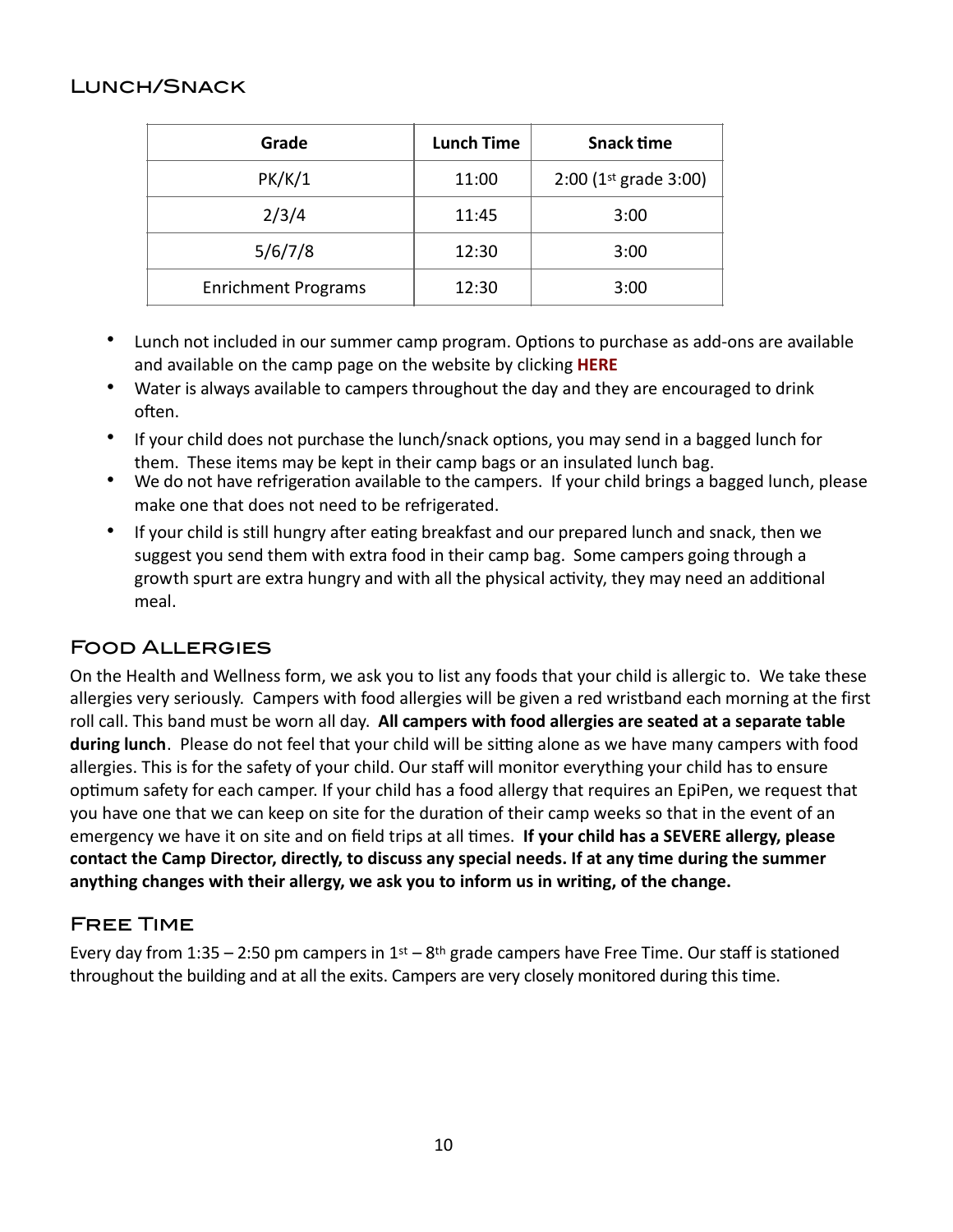## Lunch/Snack

| Grade | Lunch Time | Snack time |
|---|---|---|
| PK/K/1 | 11:00 | 2:00 (1st grade 3:00) |
| 2/3/4 | 11:45 | 3:00 |
| 5/6/7/8 | 12:30 | 3:00 |
| Enrichment Programs | 12:30 | 3:00 |

- Lunch not included in our summer camp program. Options to purchase as add-ons are available and available on the camp page on the website by clicking **HERE**
- Water is always available to campers throughout the day and they are encouraged to drink often.
- If your child does not purchase the lunch/snack options, you may send in a bagged lunch for them. These items may be kept in their camp bags or an insulated lunch bag.
- We do not have refrigeration available to the campers. If your child brings a bagged lunch, please make one that does not need to be refrigerated.
- If your child is still hungry after eating breakfast and our prepared lunch and snack, then we suggest you send them with extra food in their camp bag. Some campers going through a growth spurt are extra hungry and with all the physical activity, they may need an additional meal.

## Food Allergies

On the Health and Wellness form, we ask you to list any foods that your child is allergic to. We take these allergies very seriously. Campers with food allergies will be given a red wristband each morning at the first roll call. This band must be worn all day. **All campers with food allergies are seated at a separate table during lunch**. Please do not feel that your child will be sitting alone as we have many campers with food allergies. This is for the safety of your child. Our staff will monitor everything your child has to ensure optimum safety for each camper. If your child has a food allergy that requires an EpiPen, we request that you have one that we can keep on site for the duration of their camp weeks so that in the event of an emergency we have it on site and on field trips at all times. **If your child has a SEVERE allergy, please contact the Camp Director, directly, to discuss any special needs. If at any time during the summer anything changes with their allergy, we ask you to inform us in writing, of the change.**

## Free Time

Every day from 1:35 – 2:50 pm campers in 1st – 8th grade campers have Free Time. Our staff is stationed throughout the building and at all the exits. Campers are very closely monitored during this time.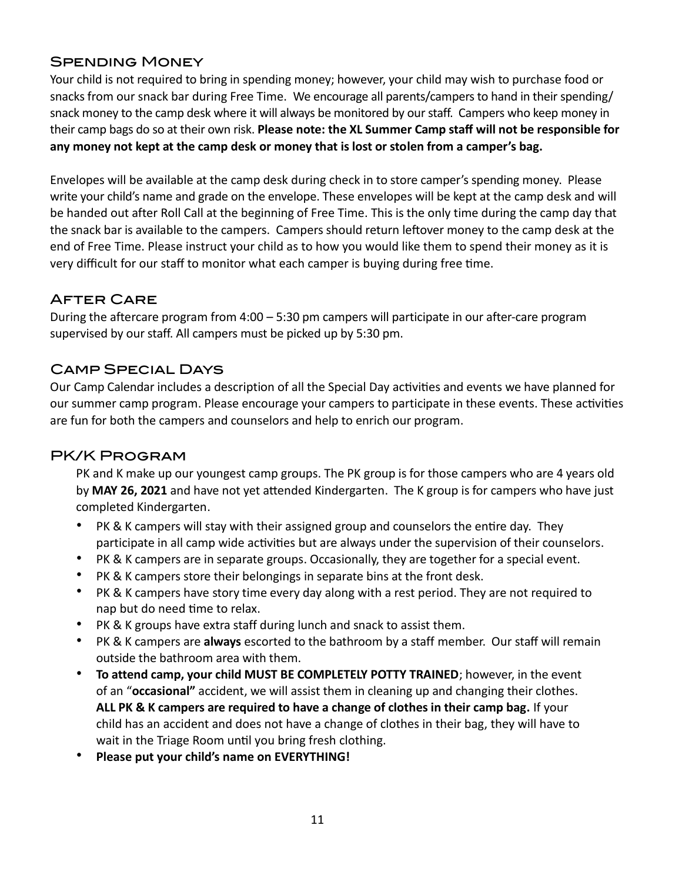## Spending Money

Your child is not required to bring in spending money; however, your child may wish to purchase food or snacks from our snack bar during Free Time. We encourage all parents/campers to hand in their spending/ snack money to the camp desk where it will always be monitored by our staff. Campers who keep money in their camp bags do so at their own risk. **Please note: the XL Summer Camp staff will not be responsible for any money not kept at the camp desk or money that is lost or stolen from a camper's bag.**

Envelopes will be available at the camp desk during check in to store camper's spending money. Please write your child's name and grade on the envelope. These envelopes will be kept at the camp desk and will be handed out after Roll Call at the beginning of Free Time. This is the only time during the camp day that the snack bar is available to the campers. Campers should return leftover money to the camp desk at the end of Free Time. Please instruct your child as to how you would like them to spend their money as it is very difficult for our staff to monitor what each camper is buying during free time.

## After Care

During the aftercare program from 4:00 – 5:30 pm campers will participate in our after-care program supervised by our staff. All campers must be picked up by 5:30 pm.

## Camp Special Days

Our Camp Calendar includes a description of all the Special Day activities and events we have planned for our summer camp program. Please encourage your campers to participate in these events. These activities are fun for both the campers and counselors and help to enrich our program.

## PK/K Program

PK and K make up our youngest camp groups. The PK group is for those campers who are 4 years old by **MAY 26, 2021** and have not yet attended Kindergarten. The K group is for campers who have just completed Kindergarten.

- PK & K campers will stay with their assigned group and counselors the entire day. They participate in all camp wide activities but are always under the supervision of their counselors.
- PK & K campers are in separate groups. Occasionally, they are together for a special event.
- PK & K campers store their belongings in separate bins at the front desk.
- PK & K campers have story time every day along with a rest period. They are not required to nap but do need time to relax.
- PK & K groups have extra staff during lunch and snack to assist them.
- PK & K campers are **always** escorted to the bathroom by a staff member. Our staff will remain outside the bathroom area with them.
- **To attend camp, your child MUST BE COMPLETELY POTTY TRAINED**; however, in the event of an "**occasional"** accident, we will assist them in cleaning up and changing their clothes. **ALL PK & K campers are required to have a change of clothes in their camp bag.** If your child has an accident and does not have a change of clothes in their bag, they will have to wait in the Triage Room until you bring fresh clothing.
- **Please put your child's name on EVERYTHING!**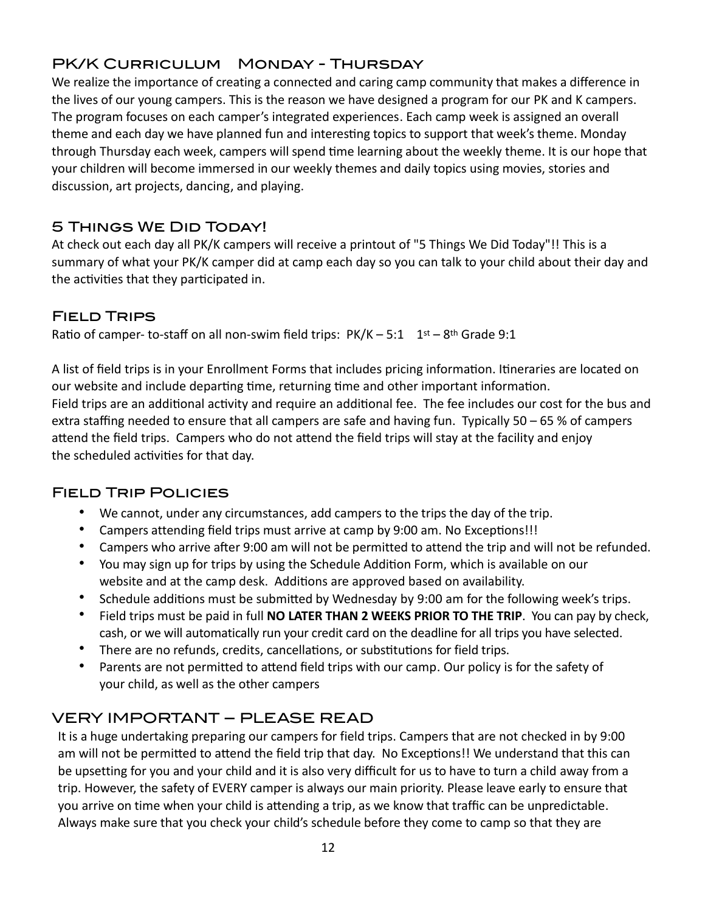## PK/K Curriculum Monday - Thursday

We realize the importance of creating a connected and caring camp community that makes a difference in the lives of our young campers. This is the reason we have designed a program for our PK and K campers. The program focuses on each camper's integrated experiences. Each camp week is assigned an overall theme and each day we have planned fun and interesting topics to support that week's theme. Monday through Thursday each week, campers will spend time learning about the weekly theme. It is our hope that your children will become immersed in our weekly themes and daily topics using movies, stories and discussion, art projects, dancing, and playing.

## 5 Things We Did Today!

At check out each day all PK/K campers will receive a printout of "5 Things We Did Today"!! This is a summary of what your PK/K camper did at camp each day so you can talk to your child about their day and the activities that they participated in.

## Field Trips

Ratio of camper- to-staff on all non-swim field trips: PK/K – 5:1 1st – 8th Grade 9:1

A list of field trips is in your Enrollment Forms that includes pricing information. Itineraries are located on our website and include departing time, returning time and other important information.
Field trips are an additional activity and require an additional fee. The fee includes our cost for the bus and extra staffing needed to ensure that all campers are safe and having fun. Typically 50 – 65 % of campers attend the field trips. Campers who do not attend the field trips will stay at the facility and enjoy the scheduled activities for that day.

## Field Trip Policies

- We cannot, under any circumstances, add campers to the trips the day of the trip.
- Campers attending field trips must arrive at camp by 9:00 am. No Exceptions!!!
- Campers who arrive after 9:00 am will not be permitted to attend the trip and will not be refunded.
- You may sign up for trips by using the Schedule Addition Form, which is available on our website and at the camp desk. Additions are approved based on availability.
- Schedule additions must be submitted by Wednesday by 9:00 am for the following week's trips.
- Field trips must be paid in full **NO LATER THAN 2 WEEKS PRIOR TO THE TRIP**. You can pay by check, cash, or we will automatically run your credit card on the deadline for all trips you have selected.
- There are no refunds, credits, cancellations, or substitutions for field trips.
- Parents are not permitted to attend field trips with our camp. Our policy is for the safety of your child, as well as the other campers

## VERY IMPORTANT – PLEASE READ

It is a huge undertaking preparing our campers for field trips. Campers that are not checked in by 9:00 am will not be permitted to attend the field trip that day. No Exceptions!! We understand that this can be upsetting for you and your child and it is also very difficult for us to have to turn a child away from a trip. However, the safety of EVERY camper is always our main priority. Please leave early to ensure that you arrive on time when your child is attending a trip, as we know that traffic can be unpredictable. Always make sure that you check your child's schedule before they come to camp so that they are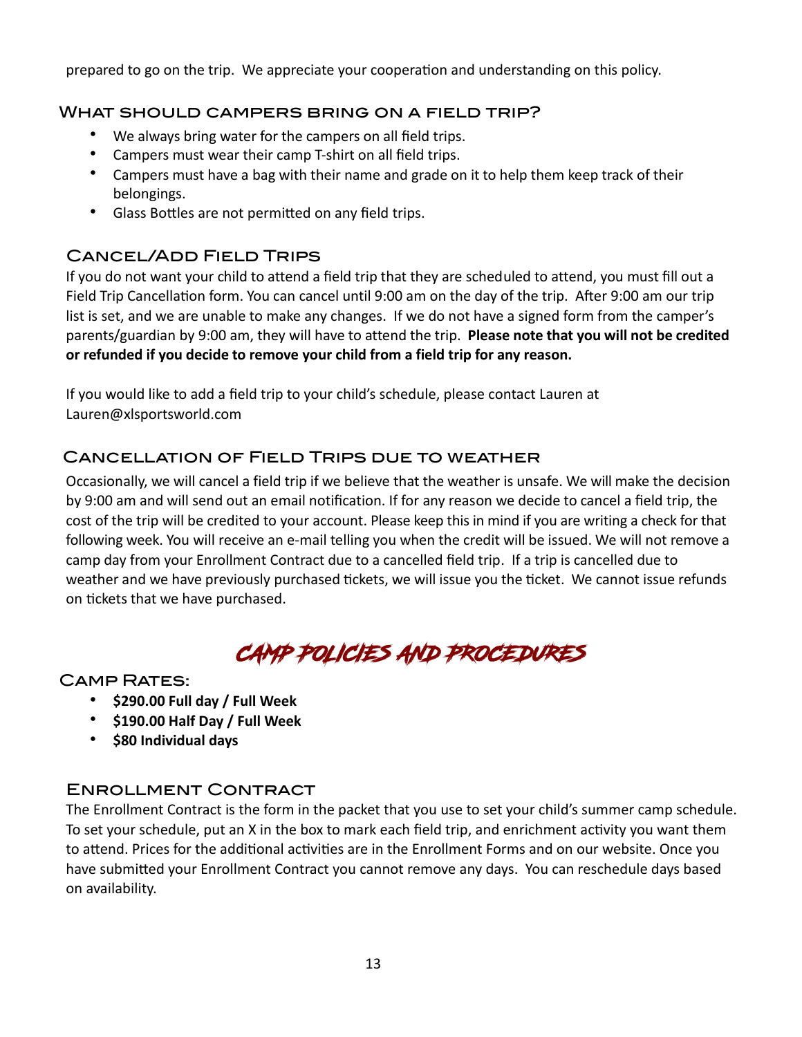prepared to go on the trip. We appreciate your cooperation and understanding on this policy.

### What should campers bring on a field trip?

- We always bring water for the campers on all field trips.
- Campers must wear their camp T-shirt on all field trips.
- Campers must have a bag with their name and grade on it to help them keep track of their belongings.
- Glass Bottles are not permitted on any field trips.

### Cancel/Add Field Trips

If you do not want your child to attend a field trip that they are scheduled to attend, you must fill out a Field Trip Cancellation form. You can cancel until 9:00 am on the day of the trip. After 9:00 am our trip list is set, and we are unable to make any changes. If we do not have a signed form from the camper's parents/guardian by 9:00 am, they will have to attend the trip. **Please note that you will not be credited or refunded if you decide to remove your child from a field trip for any reason.**

If you would like to add a field trip to your child's schedule, please contact Lauren at Lauren@xlsportsworld.com

### Cancellation of Field Trips due to weather

Occasionally, we will cancel a field trip if we believe that the weather is unsafe. We will make the decision by 9:00 am and will send out an email notification. If for any reason we decide to cancel a field trip, the cost of the trip will be credited to your account. Please keep this in mind if you are writing a check for that following week. You will receive an e-mail telling you when the credit will be issued. We will not remove a camp day from your Enrollment Contract due to a cancelled field trip. If a trip is cancelled due to weather and we have previously purchased tickets, we will issue you the ticket. We cannot issue refunds on tickets that we have purchased.

## Camp Policies and Procedures

### Camp Rates:

- **$290.00 Full day / Full Week**
- **$190.00 Half Day / Full Week**
- **$80 Individual days**

### Enrollment Contract

The Enrollment Contract is the form in the packet that you use to set your child's summer camp schedule. To set your schedule, put an X in the box to mark each field trip, and enrichment activity you want them to attend. Prices for the additional activities are in the Enrollment Forms and on our website. Once you have submitted your Enrollment Contract you cannot remove any days. You can reschedule days based on availability.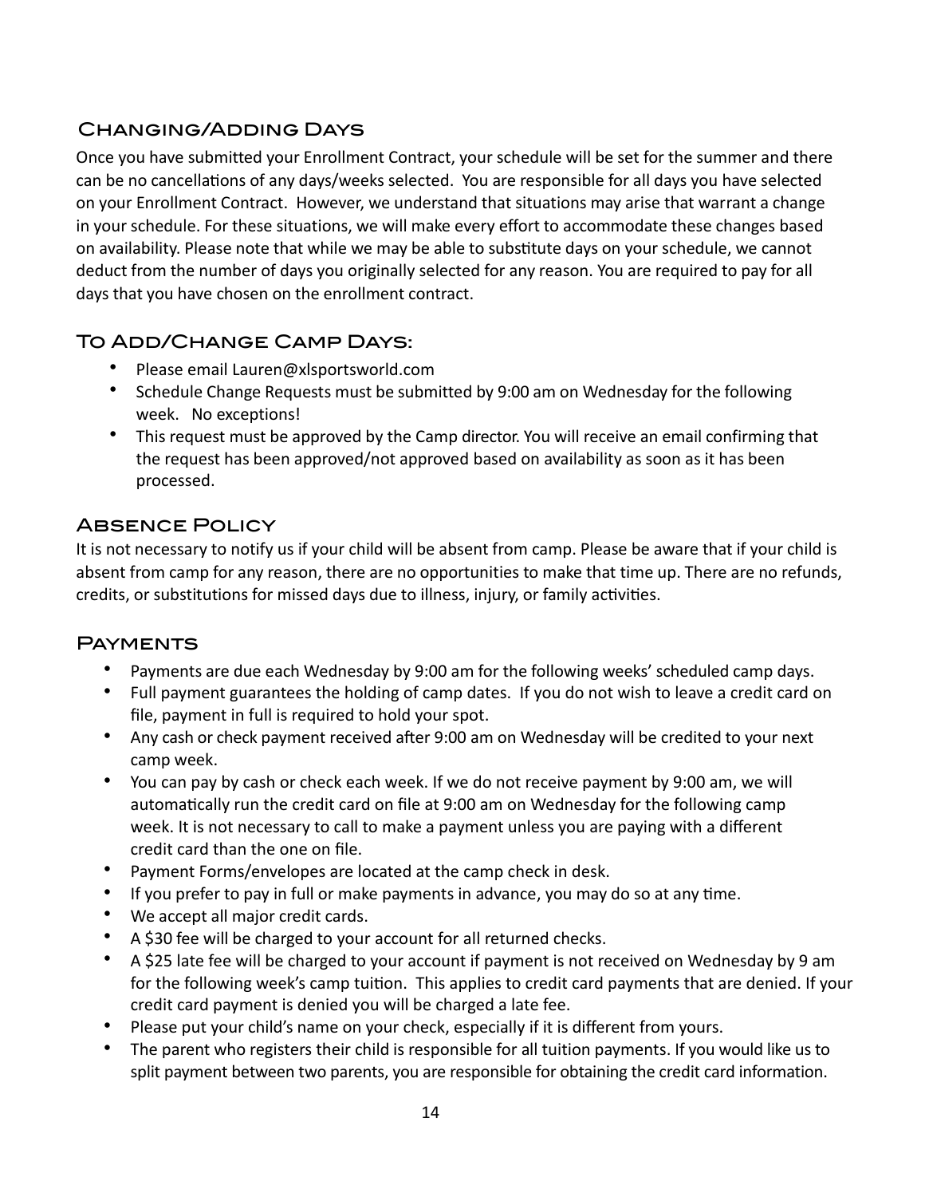## Changing/Adding Days

Once you have submitted your Enrollment Contract, your schedule will be set for the summer and there can be no cancellations of any days/weeks selected. You are responsible for all days you have selected on your Enrollment Contract. However, we understand that situations may arise that warrant a change in your schedule. For these situations, we will make every effort to accommodate these changes based on availability. Please note that while we may be able to substitute days on your schedule, we cannot deduct from the number of days you originally selected for any reason. You are required to pay for all days that you have chosen on the enrollment contract.

## To Add/Change Camp Days:

- Please email Lauren@xlsportsworld.com
- Schedule Change Requests must be submitted by 9:00 am on Wednesday for the following week. No exceptions!
- This request must be approved by the Camp director. You will receive an email confirming that the request has been approved/not approved based on availability as soon as it has been processed.

## Absence Policy

It is not necessary to notify us if your child will be absent from camp. Please be aware that if your child is absent from camp for any reason, there are no opportunities to make that time up. There are no refunds, credits, or substitutions for missed days due to illness, injury, or family activities.

## Payments

- Payments are due each Wednesday by 9:00 am for the following weeks' scheduled camp days.
- Full payment guarantees the holding of camp dates. If you do not wish to leave a credit card on file, payment in full is required to hold your spot.
- Any cash or check payment received after 9:00 am on Wednesday will be credited to your next camp week.
- You can pay by cash or check each week. If we do not receive payment by 9:00 am, we will automatically run the credit card on file at 9:00 am on Wednesday for the following camp week. It is not necessary to call to make a payment unless you are paying with a different credit card than the one on file.
- Payment Forms/envelopes are located at the camp check in desk.
- If you prefer to pay in full or make payments in advance, you may do so at any time.
- We accept all major credit cards.
- A $30 fee will be charged to your account for all returned checks.
- A $25 late fee will be charged to your account if payment is not received on Wednesday by 9 am for the following week's camp tuition. This applies to credit card payments that are denied. If your credit card payment is denied you will be charged a late fee.
- Please put your child's name on your check, especially if it is different from yours.
- The parent who registers their child is responsible for all tuition payments. If you would like us to split payment between two parents, you are responsible for obtaining the credit card information.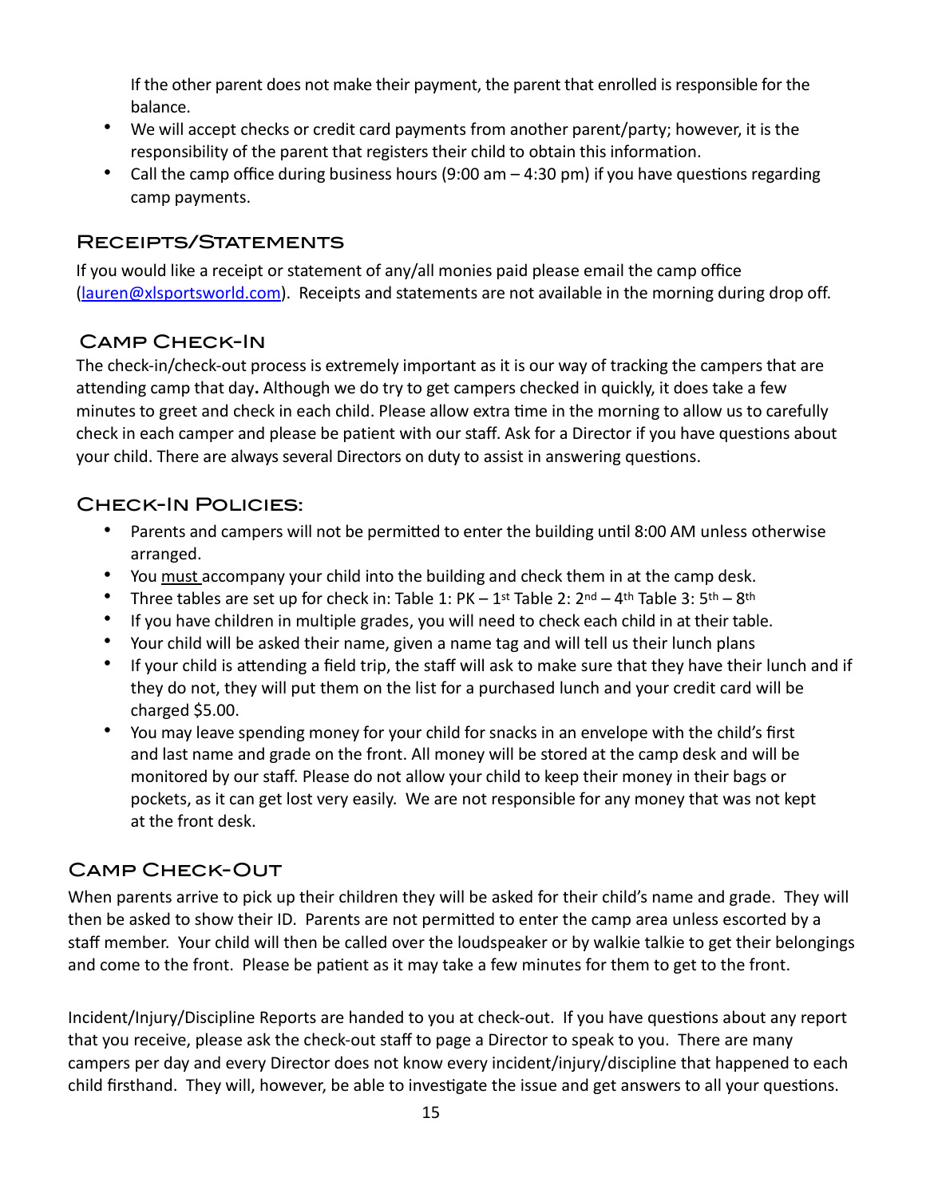If the other parent does not make their payment, the parent that enrolled is responsible for the balance.

- We will accept checks or credit card payments from another parent/party; however, it is the responsibility of the parent that registers their child to obtain this information.
- Call the camp office during business hours (9:00 am – 4:30 pm) if you have questions regarding camp payments.

## Receipts/Statements

If you would like a receipt or statement of any/all monies paid please email the camp office (lauren@xlsportsworld.com). Receipts and statements are not available in the morning during drop off.

## Camp Check-In

The check-in/check-out process is extremely important as it is our way of tracking the campers that are attending camp that day**.** Although we do try to get campers checked in quickly, it does take a few minutes to greet and check in each child. Please allow extra time in the morning to allow us to carefully check in each camper and please be patient with our staff. Ask for a Director if you have questions about your child. There are always several Directors on duty to assist in answering questions.

## Check-In Policies:

- Parents and campers will not be permitted to enter the building until 8:00 AM unless otherwise arranged.
- You must accompany your child into the building and check them in at the camp desk.
- Three tables are set up for check in: Table 1: PK – 1st Table 2: 2nd – 4th Table 3: 5th – 8th
- If you have children in multiple grades, you will need to check each child in at their table.
- Your child will be asked their name, given a name tag and will tell us their lunch plans
- If your child is attending a field trip, the staff will ask to make sure that they have their lunch and if they do not, they will put them on the list for a purchased lunch and your credit card will be charged $5.00.
- You may leave spending money for your child for snacks in an envelope with the child's first and last name and grade on the front. All money will be stored at the camp desk and will be monitored by our staff. Please do not allow your child to keep their money in their bags or pockets, as it can get lost very easily. We are not responsible for any money that was not kept at the front desk.

## Camp Check-Out

When parents arrive to pick up their children they will be asked for their child's name and grade. They will then be asked to show their ID. Parents are not permitted to enter the camp area unless escorted by a staff member. Your child will then be called over the loudspeaker or by walkie talkie to get their belongings and come to the front. Please be patient as it may take a few minutes for them to get to the front.

Incident/Injury/Discipline Reports are handed to you at check-out. If you have questions about any report that you receive, please ask the check-out staff to page a Director to speak to you. There are many campers per day and every Director does not know every incident/injury/discipline that happened to each child firsthand. They will, however, be able to investigate the issue and get answers to all your questions.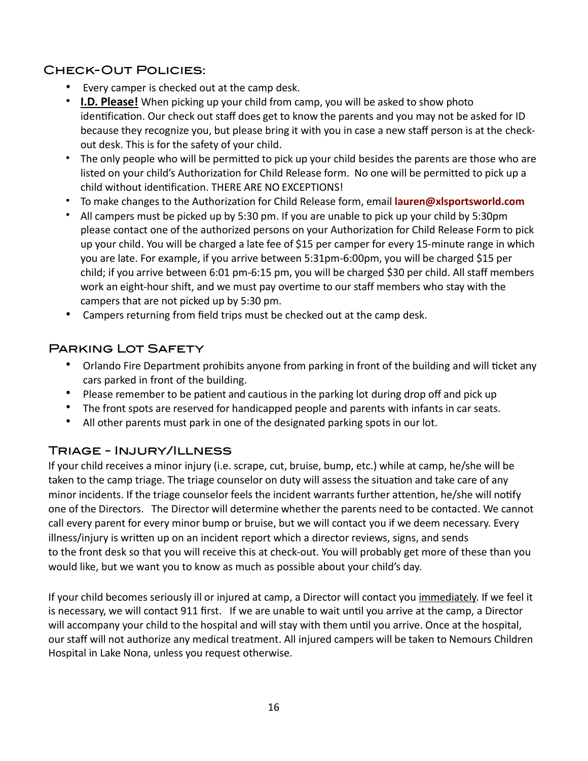## Check-Out Policies:

- Every camper is checked out at the camp desk.
- **I.D. Please!** When picking up your child from camp, you will be asked to show photo identification. Our check out staff does get to know the parents and you may not be asked for ID because they recognize you, but please bring it with you in case a new staff person is at the check-out desk. This is for the safety of your child.
- The only people who will be permitted to pick up your child besides the parents are those who are listed on your child's Authorization for Child Release form. No one will be permitted to pick up a child without identification. THERE ARE NO EXCEPTIONS!
- To make changes to the Authorization for Child Release form, email **lauren@xlsportsworld.com**
- All campers must be picked up by 5:30 pm. If you are unable to pick up your child by 5:30pm please contact one of the authorized persons on your Authorization for Child Release Form to pick up your child. You will be charged a late fee of $15 per camper for every 15-minute range in which you are late. For example, if you arrive between 5:31pm-6:00pm, you will be charged $15 per child; if you arrive between 6:01 pm-6:15 pm, you will be charged $30 per child. All staff members work an eight-hour shift, and we must pay overtime to our staff members who stay with the campers that are not picked up by 5:30 pm.
- Campers returning from field trips must be checked out at the camp desk.

## Parking Lot Safety

- Orlando Fire Department prohibits anyone from parking in front of the building and will ticket any cars parked in front of the building.
- Please remember to be patient and cautious in the parking lot during drop off and pick up
- The front spots are reserved for handicapped people and parents with infants in car seats.
- All other parents must park in one of the designated parking spots in our lot.

## Triage - Injury/Illness

If your child receives a minor injury (i.e. scrape, cut, bruise, bump, etc.) while at camp, he/she will be taken to the camp triage. The triage counselor on duty will assess the situation and take care of any minor incidents. If the triage counselor feels the incident warrants further attention, he/she will notify one of the Directors. The Director will determine whether the parents need to be contacted. We cannot call every parent for every minor bump or bruise, but we will contact you if we deem necessary. Every illness/injury is written up on an incident report which a director reviews, signs, and sends to the front desk so that you will receive this at check-out. You will probably get more of these than you would like, but we want you to know as much as possible about your child's day.

If your child becomes seriously ill or injured at camp, a Director will contact you immediately. If we feel it is necessary, we will contact 911 first. If we are unable to wait until you arrive at the camp, a Director will accompany your child to the hospital and will stay with them until you arrive. Once at the hospital, our staff will not authorize any medical treatment. All injured campers will be taken to Nemours Children Hospital in Lake Nona, unless you request otherwise.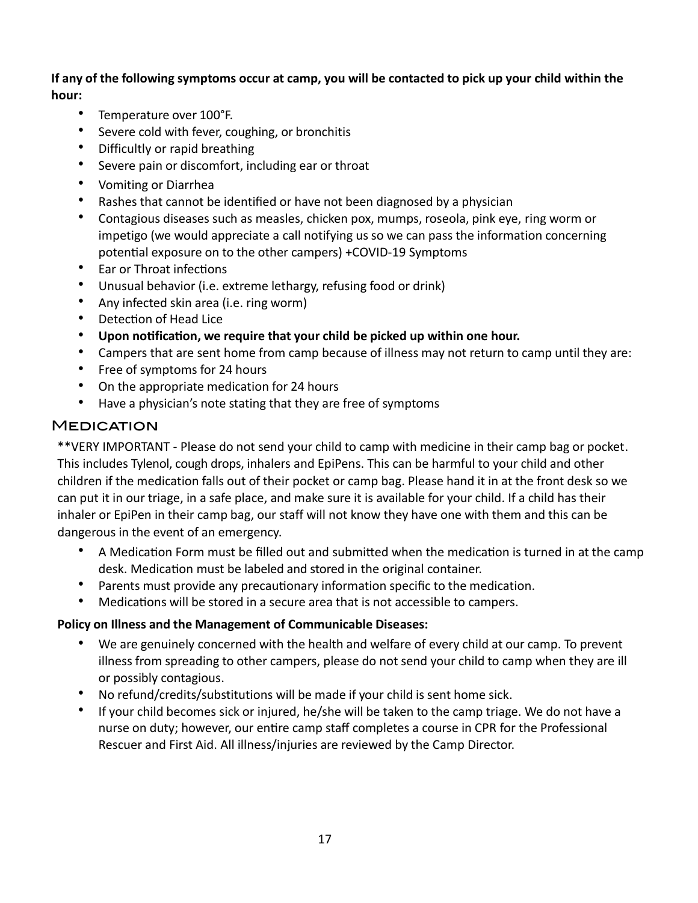**If any of the following symptoms occur at camp, you will be contacted to pick up your child within the hour:**

- Temperature over 100°F.
- Severe cold with fever, coughing, or bronchitis
- Difficultly or rapid breathing
- Severe pain or discomfort, including ear or throat
- Vomiting or Diarrhea
- Rashes that cannot be identified or have not been diagnosed by a physician
- Contagious diseases such as measles, chicken pox, mumps, roseola, pink eye, ring worm or impetigo (we would appreciate a call notifying us so we can pass the information concerning potential exposure on to the other campers) +COVID-19 Symptoms
- Ear or Throat infections
- Unusual behavior (i.e. extreme lethargy, refusing food or drink)
- Any infected skin area (i.e. ring worm)
- Detection of Head Lice
- **Upon notification, we require that your child be picked up within one hour.**
- Campers that are sent home from camp because of illness may not return to camp until they are:
- Free of symptoms for 24 hours
- On the appropriate medication for 24 hours
- Have a physician's note stating that they are free of symptoms

## Medication

**VERY IMPORTANT - Please do not send your child to camp with medicine in their camp bag or pocket. This includes Tylenol, cough drops, inhalers and EpiPens. This can be harmful to your child and other children if the medication falls out of their pocket or camp bag. Please hand it in at the front desk so we can put it in our triage, in a safe place, and make sure it is available for your child. If a child has their inhaler or EpiPen in their camp bag, our staff will not know they have one with them and this can be dangerous in the event of an emergency.

- A Medication Form must be filled out and submitted when the medication is turned in at the camp desk. Medication must be labeled and stored in the original container.
- Parents must provide any precautionary information specific to the medication.
- Medications will be stored in a secure area that is not accessible to campers.

**Policy on Illness and the Management of Communicable Diseases:**

- We are genuinely concerned with the health and welfare of every child at our camp. To prevent illness from spreading to other campers, please do not send your child to camp when they are ill or possibly contagious.
- No refund/credits/substitutions will be made if your child is sent home sick.
- If your child becomes sick or injured, he/she will be taken to the camp triage. We do not have a nurse on duty; however, our entire camp staff completes a course in CPR for the Professional Rescuer and First Aid. All illness/injuries are reviewed by the Camp Director.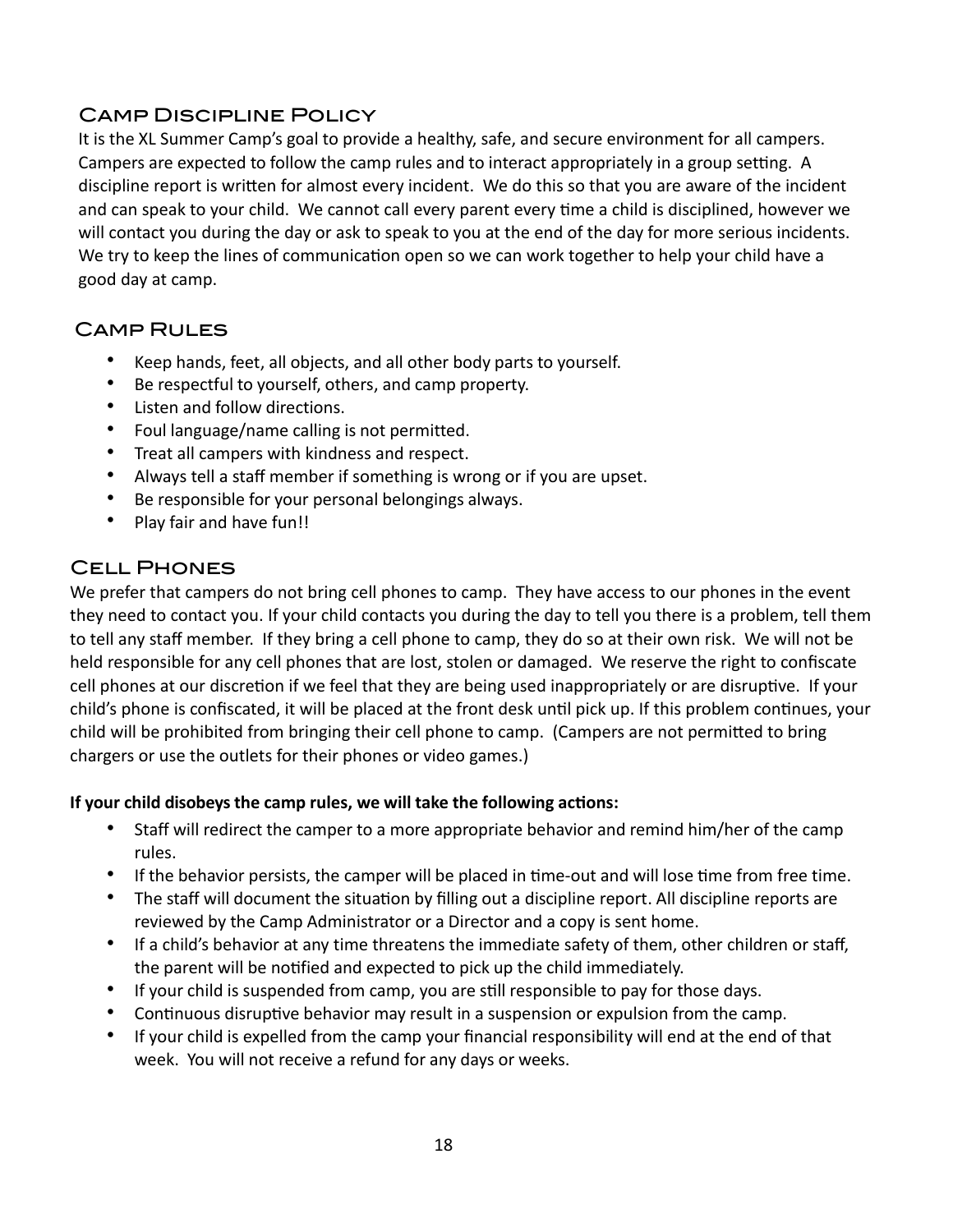## Camp Discipline Policy

It is the XL Summer Camp's goal to provide a healthy, safe, and secure environment for all campers. Campers are expected to follow the camp rules and to interact appropriately in a group setting. A discipline report is written for almost every incident. We do this so that you are aware of the incident and can speak to your child. We cannot call every parent every time a child is disciplined, however we will contact you during the day or ask to speak to you at the end of the day for more serious incidents. We try to keep the lines of communication open so we can work together to help your child have a good day at camp.

## Camp Rules

- Keep hands, feet, all objects, and all other body parts to yourself.
- Be respectful to yourself, others, and camp property.
- Listen and follow directions.
- Foul language/name calling is not permitted.
- Treat all campers with kindness and respect.
- Always tell a staff member if something is wrong or if you are upset.
- Be responsible for your personal belongings always.
- Play fair and have fun!!

## Cell Phones

We prefer that campers do not bring cell phones to camp. They have access to our phones in the event they need to contact you. If your child contacts you during the day to tell you there is a problem, tell them to tell any staff member. If they bring a cell phone to camp, they do so at their own risk. We will not be held responsible for any cell phones that are lost, stolen or damaged. We reserve the right to confiscate cell phones at our discretion if we feel that they are being used inappropriately or are disruptive. If your child's phone is confiscated, it will be placed at the front desk until pick up. If this problem continues, your child will be prohibited from bringing their cell phone to camp. (Campers are not permitted to bring chargers or use the outlets for their phones or video games.)

**If your child disobeys the camp rules, we will take the following actions:**

- Staff will redirect the camper to a more appropriate behavior and remind him/her of the camp rules.
- If the behavior persists, the camper will be placed in time-out and will lose time from free time.
- The staff will document the situation by filling out a discipline report. All discipline reports are reviewed by the Camp Administrator or a Director and a copy is sent home.
- If a child's behavior at any time threatens the immediate safety of them, other children or staff, the parent will be notified and expected to pick up the child immediately.
- If your child is suspended from camp, you are still responsible to pay for those days.
- Continuous disruptive behavior may result in a suspension or expulsion from the camp.
- If your child is expelled from the camp your financial responsibility will end at the end of that week. You will not receive a refund for any days or weeks.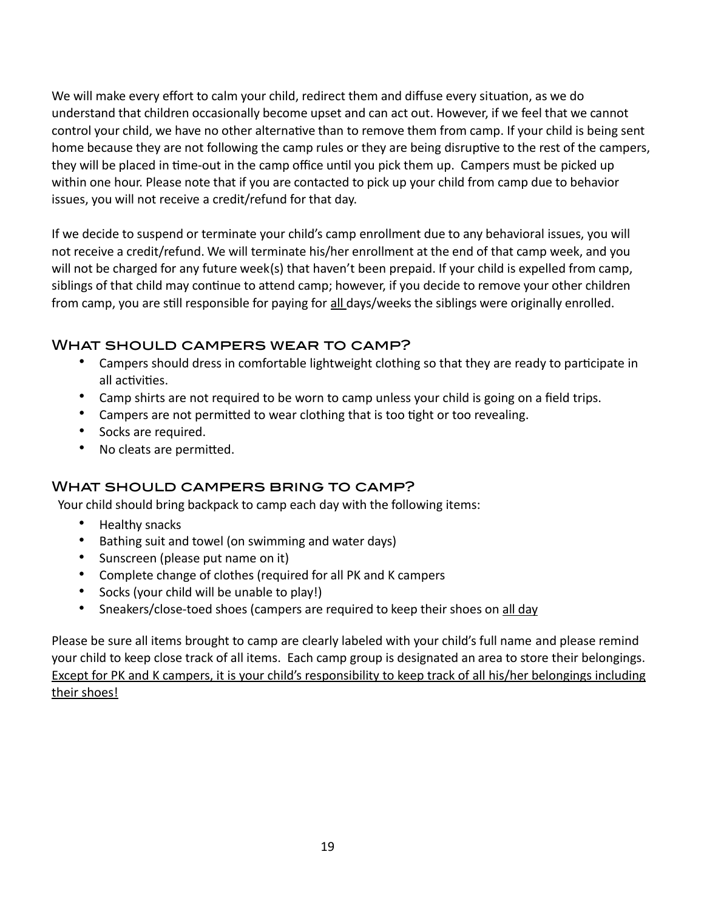We will make every effort to calm your child, redirect them and diffuse every situation, as we do understand that children occasionally become upset and can act out. However, if we feel that we cannot control your child, we have no other alternative than to remove them from camp. If your child is being sent home because they are not following the camp rules or they are being disruptive to the rest of the campers, they will be placed in time-out in the camp office until you pick them up.  Campers must be picked up within one hour. Please note that if you are contacted to pick up your child from camp due to behavior issues, you will not receive a credit/refund for that day.

If we decide to suspend or terminate your child's camp enrollment due to any behavioral issues, you will not receive a credit/refund. We will terminate his/her enrollment at the end of that camp week, and you will not be charged for any future week(s) that haven't been prepaid. If your child is expelled from camp, siblings of that child may continue to attend camp; however, if you decide to remove your other children from camp, you are still responsible for paying for <u>all</u> days/weeks the siblings were originally enrolled.

## What should campers wear to camp?

- Campers should dress in comfortable lightweight clothing so that they are ready to participate in all activities.
- Camp shirts are not required to be worn to camp unless your child is going on a field trips.
- Campers are not permitted to wear clothing that is too tight or too revealing.
- Socks are required.
- No cleats are permitted.

## What should campers bring to camp?

Your child should bring backpack to camp each day with the following items:

- Healthy snacks
- Bathing suit and towel (on swimming and water days)
- Sunscreen (please put name on it)
- Complete change of clothes (required for all PK and K campers
- Socks (your child will be unable to play!)
- Sneakers/close-toed shoes (campers are required to keep their shoes on <u>all day</u>

Please be sure all items brought to camp are clearly labeled with your child's full name and please remind your child to keep close track of all items.  Each camp group is designated an area to store their belongings. <u>Except for PK and K campers, it is your child's responsibility to keep track of all his/her belongings including their shoes!</u>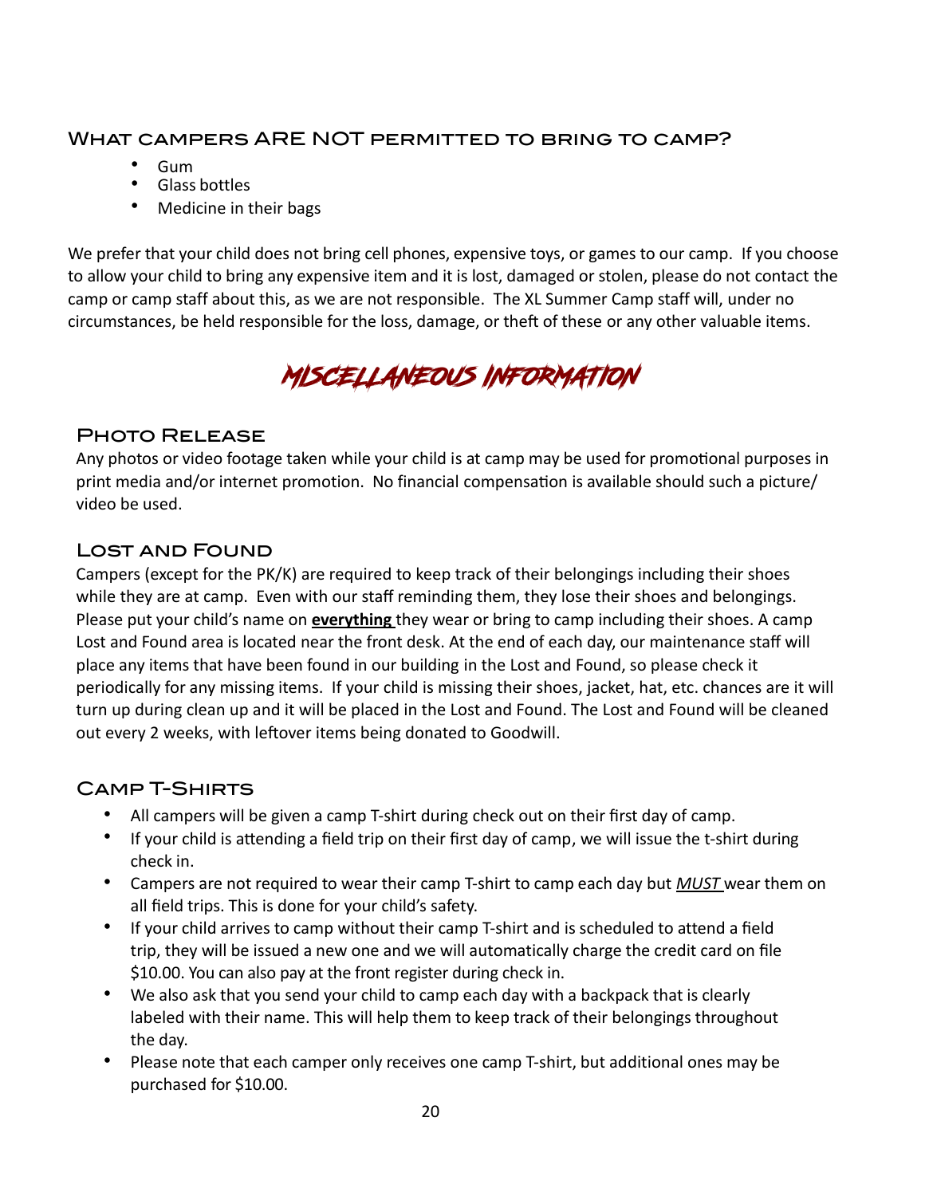## What campers ARE NOT permitted to bring to camp?

- Gum
- Glass bottles
- Medicine in their bags

We prefer that your child does not bring cell phones, expensive toys, or games to our camp. If you choose to allow your child to bring any expensive item and it is lost, damaged or stolen, please do not contact the camp or camp staff about this, as we are not responsible. The XL Summer Camp staff will, under no circumstances, be held responsible for the loss, damage, or theft of these or any other valuable items.

# Miscellaneous Information

## Photo Release

Any photos or video footage taken while your child is at camp may be used for promotional purposes in print media and/or internet promotion. No financial compensation is available should such a picture/ video be used.

## Lost and Found

Campers (except for the PK/K) are required to keep track of their belongings including their shoes while they are at camp. Even with our staff reminding them, they lose their shoes and belongings. Please put your child's name on **<u>everything</u>** they wear or bring to camp including their shoes. A camp Lost and Found area is located near the front desk. At the end of each day, our maintenance staff will place any items that have been found in our building in the Lost and Found, so please check it periodically for any missing items. If your child is missing their shoes, jacket, hat, etc. chances are it will turn up during clean up and it will be placed in the Lost and Found. The Lost and Found will be cleaned out every 2 weeks, with leftover items being donated to Goodwill.

## Camp T-Shirts

- All campers will be given a camp T-shirt during check out on their first day of camp.
- If your child is attending a field trip on their first day of camp, we will issue the t-shirt during check in.
- Campers are not required to wear their camp T-shirt to camp each day but *<u>MUST</u>* wear them on all field trips. This is done for your child's safety.
- If your child arrives to camp without their camp T-shirt and is scheduled to attend a field trip, they will be issued a new one and we will automatically charge the credit card on file $10.00. You can also pay at the front register during check in.
- We also ask that you send your child to camp each day with a backpack that is clearly labeled with their name. This will help them to keep track of their belongings throughout the day.
- Please note that each camper only receives one camp T-shirt, but additional ones may be purchased for $10.00.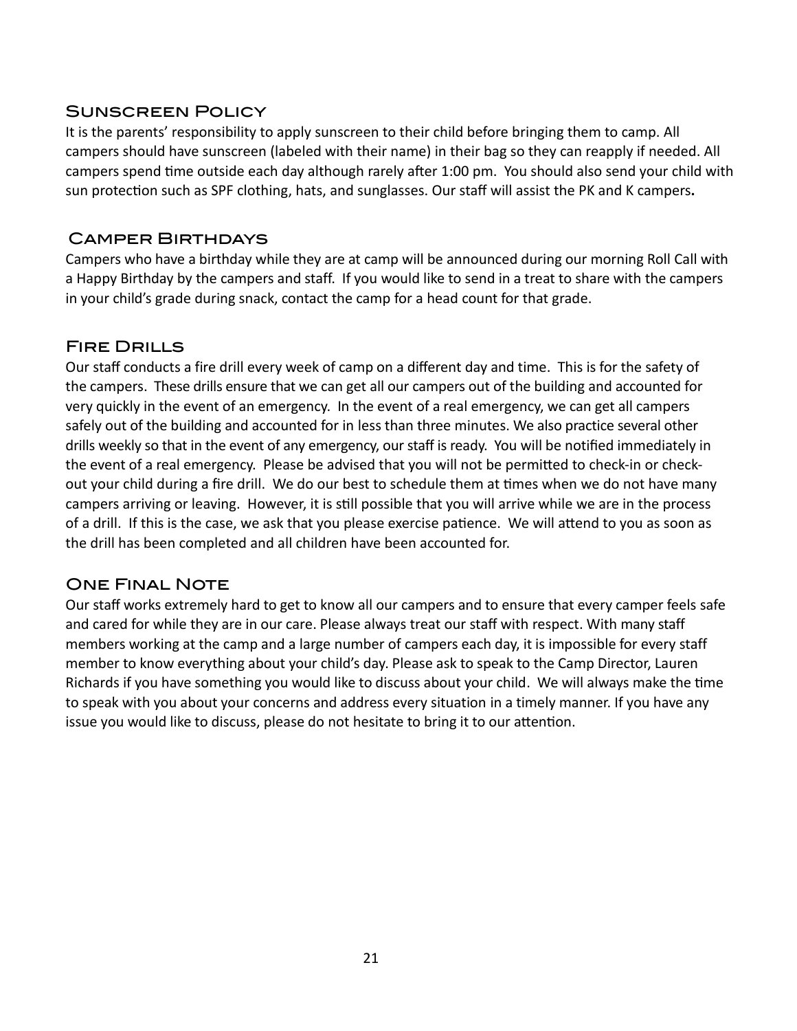## Sunscreen Policy

It is the parents' responsibility to apply sunscreen to their child before bringing them to camp. All campers should have sunscreen (labeled with their name) in their bag so they can reapply if needed. All campers spend time outside each day although rarely after 1:00 pm. You should also send your child with sun protection such as SPF clothing, hats, and sunglasses. Our staff will assist the PK and K campers**.**

## Camper Birthdays

Campers who have a birthday while they are at camp will be announced during our morning Roll Call with a Happy Birthday by the campers and staff. If you would like to send in a treat to share with the campers in your child's grade during snack, contact the camp for a head count for that grade.

## Fire Drills

Our staff conducts a fire drill every week of camp on a different day and time. This is for the safety of the campers. These drills ensure that we can get all our campers out of the building and accounted for very quickly in the event of an emergency. In the event of a real emergency, we can get all campers safely out of the building and accounted for in less than three minutes. We also practice several other drills weekly so that in the event of any emergency, our staff is ready. You will be notified immediately in the event of a real emergency. Please be advised that you will not be permitted to check-in or check-out your child during a fire drill. We do our best to schedule them at times when we do not have many campers arriving or leaving. However, it is still possible that you will arrive while we are in the process of a drill. If this is the case, we ask that you please exercise patience. We will attend to you as soon as the drill has been completed and all children have been accounted for.

## One Final Note

Our staff works extremely hard to get to know all our campers and to ensure that every camper feels safe and cared for while they are in our care. Please always treat our staff with respect. With many staff members working at the camp and a large number of campers each day, it is impossible for every staff member to know everything about your child's day. Please ask to speak to the Camp Director, Lauren Richards if you have something you would like to discuss about your child. We will always make the time to speak with you about your concerns and address every situation in a timely manner. If you have any issue you would like to discuss, please do not hesitate to bring it to our attention.